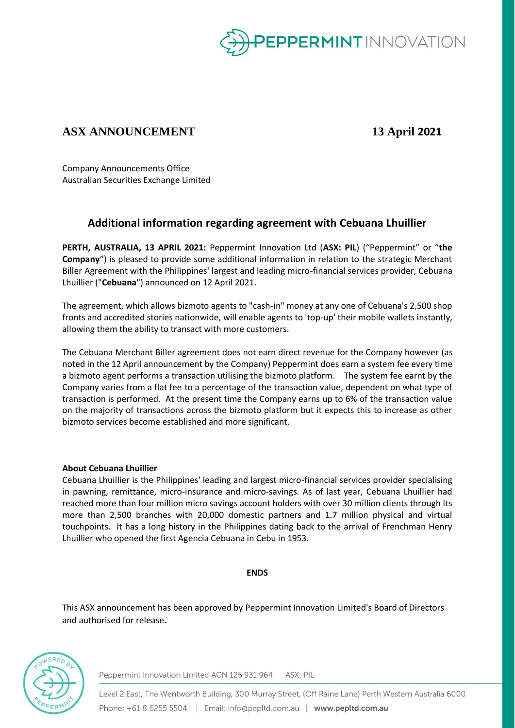# ASX ANNOUNCEMENT

**13 April 2021**

Company Announcements Office
Australian Securities Exchange Limited

## Additional information regarding agreement with Cebuana Lhuillier

**PERTH, AUSTRALIA, 13 APRIL 2021:** Peppermint Innovation Ltd (**ASX: PIL**) ("Peppermint" or "**the Company**") is pleased to provide some additional information in relation to the strategic Merchant Biller Agreement with the Philippines' largest and leading micro-financial services provider, Cebuana Lhuillier ("**Cebuana**") announced on 12 April 2021.

The agreement, which allows bizmoto agents to "cash-in" money at any one of Cebuana's 2,500 shop fronts and accredited stories nationwide, will enable agents to 'top-up' their mobile wallets instantly, allowing them the ability to transact with more customers.

The Cebuana Merchant Biller agreement does not earn direct revenue for the Company however (as noted in the 12 April announcement by the Company) Peppermint does earn a system fee every time a bizmoto agent performs a transaction utilising the bizmoto platform. The system fee earnt by the Company varies from a flat fee to a percentage of the transaction value, dependent on what type of transaction is performed. At the present time the Company earns up to 6% of the transaction value on the majority of transactions across the bizmoto platform but it expects this to increase as other bizmoto services become established and more significant.

**About Cebuana Lhuillier**

Cebuana Lhuillier is the Philippines' leading and largest micro-financial services provider specialising in pawning, remittance, micro-insurance and micro-savings. As of last year, Cebuana Lhuillier had reached more than four million micro savings account holders with over 30 million clients through Its more than 2,500 branches with 20,000 domestic partners and 1.7 million physical and virtual touchpoints. It has a long history in the Philippines dating back to the arrival of Frenchman Henry Lhuillier who opened the first Agencia Cebuana in Cebu in 1953.

**ENDS**

This ASX announcement has been approved by Peppermint Innovation Limited's Board of Directors and authorised for release**.**

Peppermint Innovation Limited ACN 125 931 964 ASX: PIL

Level 2 East, The Wentworth Building, 300 Murray Street, (Off Raine Lane) Perth Western Australia 6000
Phone: +61 8 6255 5504 | Email: info@pepltd.com.au | **www.pepltd.com.au**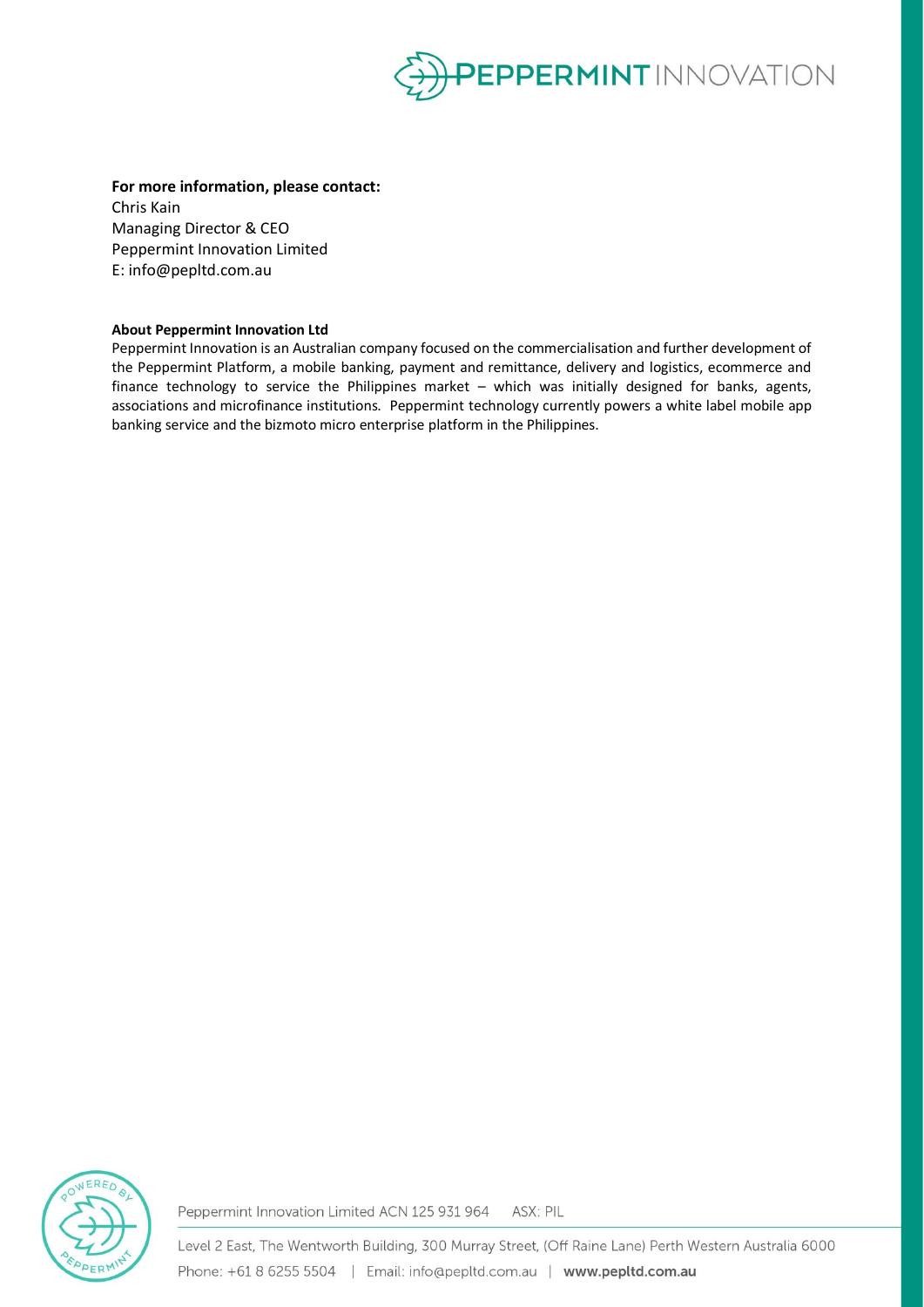**For more information, please contact:**
Chris Kain
Managing Director & CEO
Peppermint Innovation Limited
E: info@pepltd.com.au

**About Peppermint Innovation Ltd**

Peppermint Innovation is an Australian company focused on the commercialisation and further development of the Peppermint Platform, a mobile banking, payment and remittance, delivery and logistics, ecommerce and finance technology to service the Philippines market – which was initially designed for banks, agents, associations and microfinance institutions. Peppermint technology currently powers a white label mobile app banking service and the bizmoto micro enterprise platform in the Philippines.